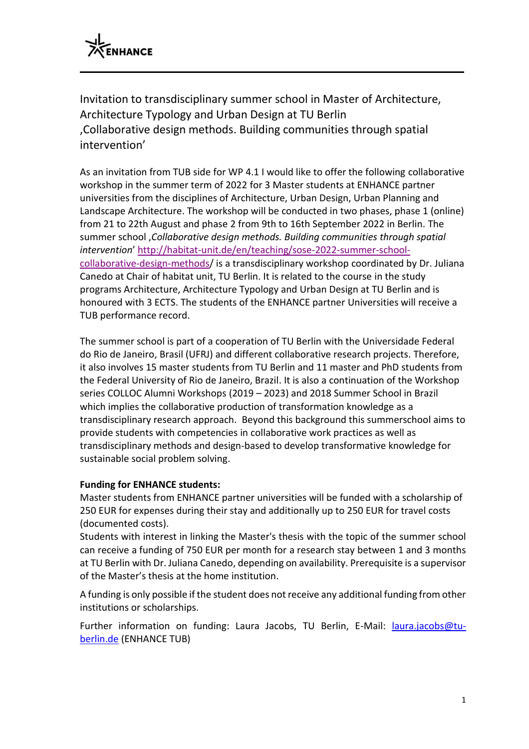# Invitation to transdisciplinary summer school in Master of Architecture, Architecture Typology and Urban Design at TU Berlin ,Collaborative design methods. Building communities through spatial intervention'

As an invitation from TUB side for WP 4.1 I would like to offer the following collaborative workshop in the summer term of 2022 for 3 Master students at ENHANCE partner universities from the disciplines of Architecture, Urban Design, Urban Planning and Landscape Architecture. The workshop will be conducted in two phases, phase 1 (online) from 21 to 22th August and phase 2 from 9th to 16th September 2022 in Berlin. The summer school ,*Collaborative design methods. Building communities through spatial intervention*' [http://habitat-unit.de/en/teaching/sose-2022-summer-school-collaborative-design-methods/](http://habitat-unit.de/en/teaching/sose-2022-summer-school-collaborative-design-methods/) is a transdisciplinary workshop coordinated by Dr. Juliana Canedo at Chair of habitat unit, TU Berlin. It is related to the course in the study programs Architecture, Architecture Typology and Urban Design at TU Berlin and is honoured with 3 ECTS. The students of the ENHANCE partner Universities will receive a TUB performance record.

The summer school is part of a cooperation of TU Berlin with the Universidade Federal do Rio de Janeiro, Brasil (UFRJ) and different collaborative research projects. Therefore, it also involves 15 master students from TU Berlin and 11 master and PhD students from the Federal University of Rio de Janeiro, Brazil. It is also a continuation of the Workshop series COLLOC Alumni Workshops (2019 – 2023) and 2018 Summer School in Brazil which implies the collaborative production of transformation knowledge as a transdisciplinary research approach. Beyond this background this summerschool aims to provide students with competencies in collaborative work practices as well as transdisciplinary methods and design-based to develop transformative knowledge for sustainable social problem solving.

**Funding for ENHANCE students:**

Master students from ENHANCE partner universities will be funded with a scholarship of 250 EUR for expenses during their stay and additionally up to 250 EUR for travel costs (documented costs).

Students with interest in linking the Master's thesis with the topic of the summer school can receive a funding of 750 EUR per month for a research stay between 1 and 3 months at TU Berlin with Dr. Juliana Canedo, depending on availability. Prerequisite is a supervisor of the Master's thesis at the home institution.

A funding is only possible if the student does not receive any additional funding from other institutions or scholarships.

Further information on funding: Laura Jacobs, TU Berlin, E-Mail: [laura.jacobs@tu-berlin.de](mailto:laura.jacobs@tu-berlin.de) (ENHANCE TUB)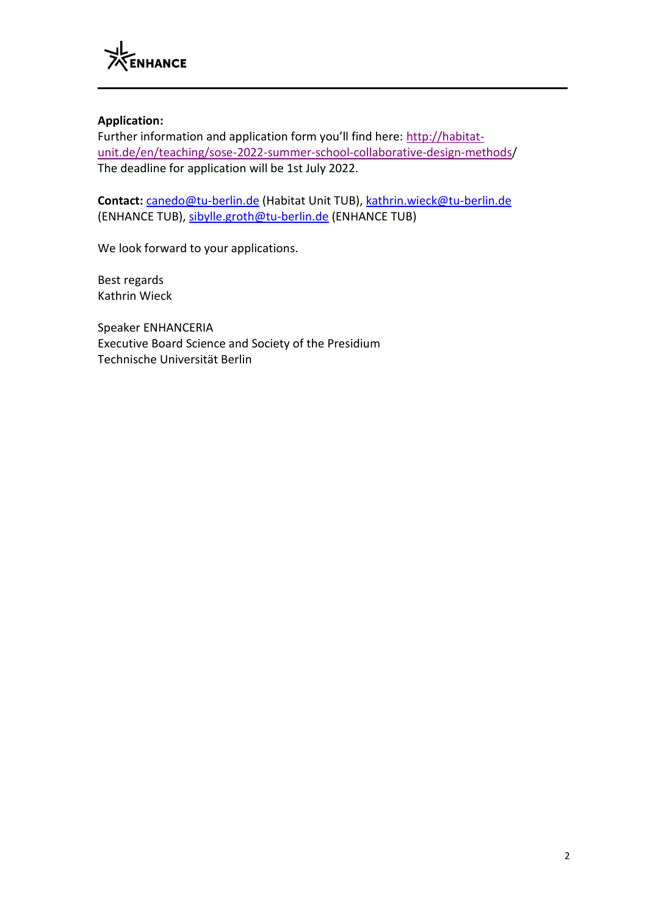**Application:**
Further information and application form you'll find here: http://habitat-unit.de/en/teaching/sose-2022-summer-school-collaborative-design-methods/
The deadline for application will be 1st July 2022.

**Contact:** canedo@tu-berlin.de (Habitat Unit TUB), kathrin.wieck@tu-berlin.de (ENHANCE TUB), sibylle.groth@tu-berlin.de (ENHANCE TUB)

We look forward to your applications.

Best regards
Kathrin Wieck

Speaker ENHANCERIA
Executive Board Science and Society of the Presidium
Technische Universität Berlin